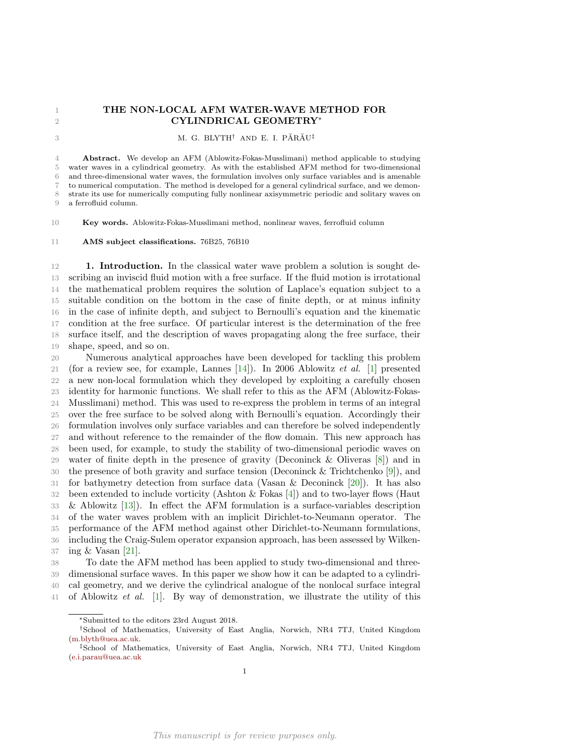# THE NON-LOCAL AFM WATER-WAVE METHOD FOR CYLINDRICAL GEOMETRY*

M. G. BLYTH† AND E. I. PĂRĂU‡

**Abstract.** We develop an AFM (Ablowitz-Fokas-Musslimani) method applicable to studying water waves in a cylindrical geometry. As with the established AFM method for two-dimensional and three-dimensional water waves, the formulation involves only surface variables and is amenable to numerical computation. The method is developed for a general cylindrical surface, and we demonstrate its use for numerically computing fully nonlinear axisymmetric periodic and solitary waves on a ferrofluid column.

**Key words.** Ablowitz-Fokas-Musslimani method, nonlinear waves, ferrofluid column

**AMS subject classifications.** 76B25, 76B10

## 1. Introduction.

In the classical water wave problem a solution is sought describing an inviscid fluid motion with a free surface. If the fluid motion is irrotational the mathematical problem requires the solution of Laplace's equation subject to a suitable condition on the bottom in the case of finite depth, or at minus infinity in the case of infinite depth, and subject to Bernoulli's equation and the kinematic condition at the free surface. Of particular interest is the determination of the free surface itself, and the description of waves propagating along the free surface, their shape, speed, and so on.

Numerous analytical approaches have been developed for tackling this problem (for a review see, for example, Lannes [14]). In 2006 Ablowitz *et al.* [1] presented a new non-local formulation which they developed by exploiting a carefully chosen identity for harmonic functions. We shall refer to this as the AFM (Ablowitz-Fokas-Musslimani) method. This was used to re-express the problem in terms of an integral over the free surface to be solved along with Bernoulli's equation. Accordingly their formulation involves only surface variables and can therefore be solved independently and without reference to the remainder of the flow domain. This new approach has been used, for example, to study the stability of two-dimensional periodic waves on water of finite depth in the presence of gravity (Deconinck & Oliveras [8]) and in the presence of both gravity and surface tension (Deconinck & Trichtchenko [9]), and for bathymetry detection from surface data (Vasan & Deconinck [20]). It has also been extended to include vorticity (Ashton & Fokas [4]) and to two-layer flows (Haut & Ablowitz [13]). In effect the AFM formulation is a surface-variables description of the water waves problem with an implicit Dirichlet-to-Neumann operator. The performance of the AFM method against other Dirichlet-to-Neumann formulations, including the Craig-Sulem operator expansion approach, has been assessed by Wilkening & Vasan [21].

To date the AFM method has been applied to study two-dimensional and three-dimensional surface waves. In this paper we show how it can be adapted to a cylindrical geometry, and we derive the cylindrical analogue of the nonlocal surface integral of Ablowitz *et al.* [1]. By way of demonstration, we illustrate the utility of this

---

*Submitted to the editors 23rd August 2018.

†School of Mathematics, University of East Anglia, Norwich, NR4 7TJ, United Kingdom (m.blyth@uea.ac.uk.

‡School of Mathematics, University of East Anglia, Norwich, NR4 7TJ, United Kingdom (e.i.parau@uea.ac.uk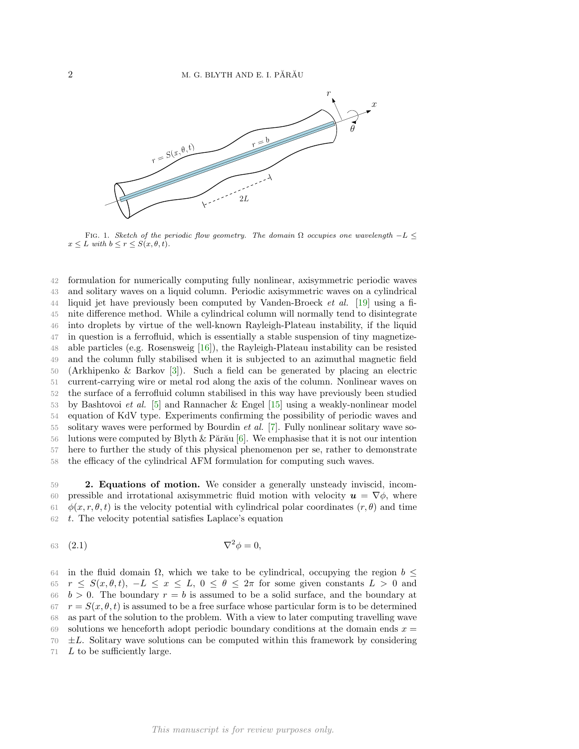FIG. 1. *Sketch of the periodic flow geometry. The domain $\Omega$ occupies one wavelength $-L \leq x \leq L$ with $b \leq r \leq S(x,\theta,t)$.*

formulation for numerically computing fully nonlinear, axisymmetric periodic waves and solitary waves on a liquid column. Periodic axisymmetric waves on a cylindrical liquid jet have previously been computed by Vanden-Broeck *et al.* [19] using a finite difference method. While a cylindrical column will normally tend to disintegrate into droplets by virtue of the well-known Rayleigh-Plateau instability, if the liquid in question is a ferrofluid, which is essentially a stable suspension of tiny magnetizeable particles (e.g. Rosensweig [16]), the Rayleigh-Plateau instability can be resisted and the column fully stabilised when it is subjected to an azimuthal magnetic field (Arkhipenko & Barkov [3]). Such a field can be generated by placing an electric current-carrying wire or metal rod along the axis of the column. Nonlinear waves on the surface of a ferrofluid column stabilised in this way have previously been studied by Bashtovoi *et al.* [5] and Rannacher & Engel [15] using a weakly-nonlinear model equation of KdV type. Experiments confirming the possibility of periodic waves and solitary waves were performed by Bourdin *et al.* [7]. Fully nonlinear solitary wave solutions were computed by Blyth & Părău [6]. We emphasise that it is not our intention here to further the study of this physical phenomenon per se, rather to demonstrate the efficacy of the cylindrical AFM formulation for computing such waves.

## 2. Equations of motion.

We consider a generally unsteady inviscid, incompressible and irrotational axisymmetric fluid motion with velocity $\boldsymbol{u} = \nabla\phi$, where $\phi(x,r,\theta,t)$ is the velocity potential with cylindrical polar coordinates $(r,\theta)$ and time $t$. The velocity potential satisfies Laplace's equation

$$\nabla^2\phi = 0, \tag{2.1}$$

in the fluid domain $\Omega$, which we take to be cylindrical, occupying the region $b \leq r \leq S(x,\theta,t)$, $-L \leq x \leq L$, $0 \leq \theta \leq 2\pi$ for some given constants $L > 0$ and $b > 0$. The boundary $r = b$ is assumed to be a solid surface, and the boundary at $r = S(x,\theta,t)$ is assumed to be a free surface whose particular form is to be determined as part of the solution to the problem. With a view to later computing travelling wave solutions we henceforth adopt periodic boundary conditions at the domain ends $x = \pm L$. Solitary wave solutions can be computed within this framework by considering $L$ to be sufficiently large.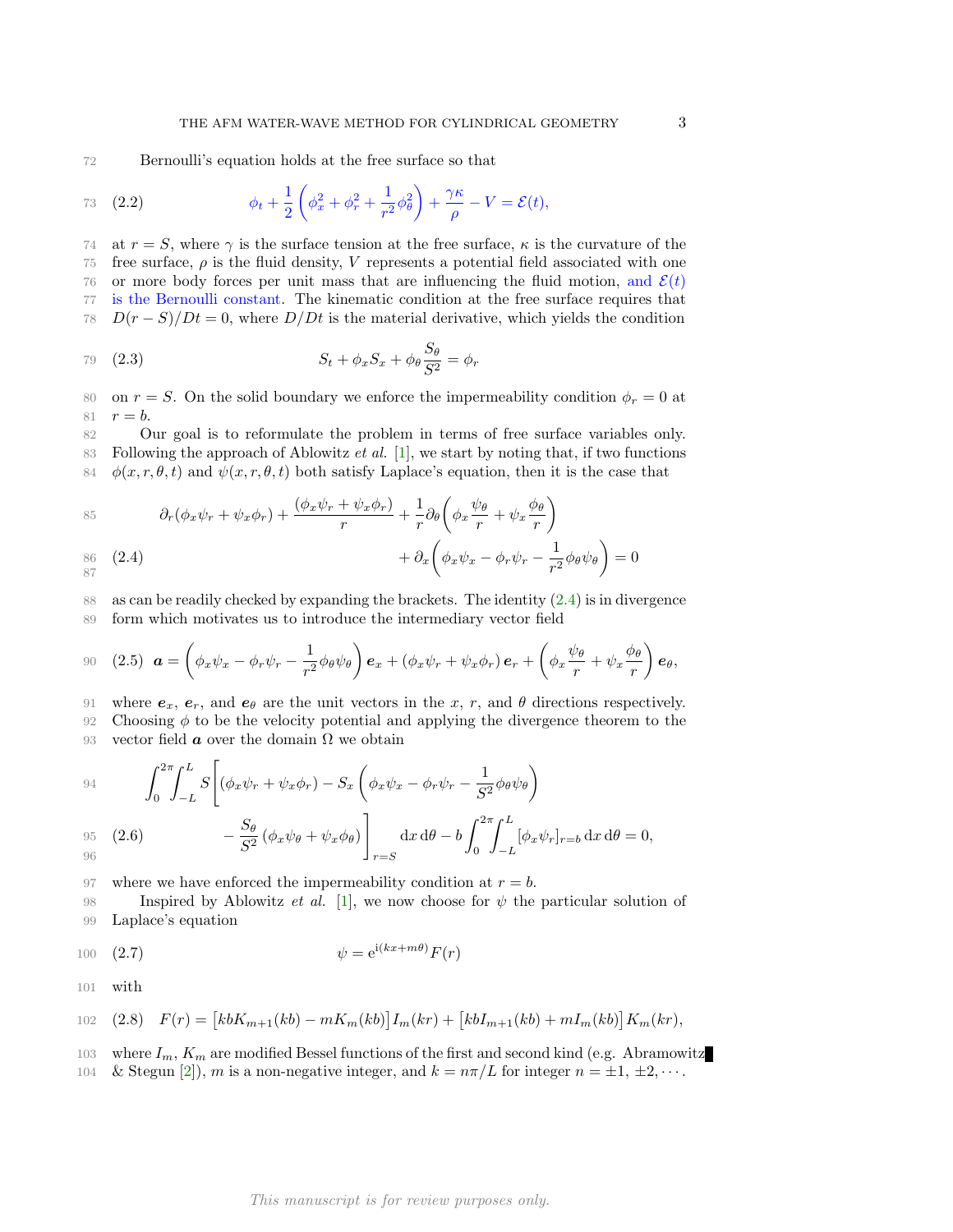Bernoulli's equation holds at the free surface so that

$$\phi_t + \frac{1}{2}\left(\phi_x^2 + \phi_r^2 + \frac{1}{r^2}\phi_\theta^2\right) + \frac{\gamma\kappa}{\rho} - V = \mathcal{E}(t), \tag{2.2}$$

at $r = S$, where $\gamma$ is the surface tension at the free surface, $\kappa$ is the curvature of the free surface, $\rho$ is the fluid density, $V$ represents a potential field associated with one or more body forces per unit mass that are influencing the fluid motion, and $\mathcal{E}(t)$ is the Bernoulli constant. The kinematic condition at the free surface requires that $D(r - S)/Dt = 0$, where $D/Dt$ is the material derivative, which yields the condition

$$S_t + \phi_x S_x + \phi_\theta \frac{S_\theta}{S^2} = \phi_r \tag{2.3}$$

on $r = S$. On the solid boundary we enforce the impermeability condition $\phi_r = 0$ at $r = b$.

Our goal is to reformulate the problem in terms of free surface variables only. Following the approach of Ablowitz *et al.* [1], we start by noting that, if two functions $\phi(x, r, \theta, t)$ and $\psi(x, r, \theta, t)$ both satisfy Laplace's equation, then it is the case that

$$\partial_r(\phi_x\psi_r + \psi_x\phi_r) + \frac{(\phi_x\psi_r + \psi_x\phi_r)}{r} + \frac{1}{r}\partial_\theta\left(\phi_x\frac{\psi_\theta}{r} + \psi_x\frac{\phi_\theta}{r}\right) + \partial_x\left(\phi_x\psi_x - \phi_r\psi_r - \frac{1}{r^2}\phi_\theta\psi_\theta\right) = 0 \tag{2.4}$$

as can be readily checked by expanding the brackets. The identity (2.4) is in divergence form which motivates us to introduce the intermediary vector field

$$\boldsymbol{a} = \left(\phi_x\psi_x - \phi_r\psi_r - \frac{1}{r^2}\phi_\theta\psi_\theta\right)\boldsymbol{e}_x + (\phi_x\psi_r + \psi_x\phi_r)\,\boldsymbol{e}_r + \left(\phi_x\frac{\psi_\theta}{r} + \psi_x\frac{\phi_\theta}{r}\right)\boldsymbol{e}_\theta, \tag{2.5}$$

where $\boldsymbol{e}_x$, $\boldsymbol{e}_r$, and $\boldsymbol{e}_\theta$ are the unit vectors in the $x$, $r$, and $\theta$ directions respectively. Choosing $\phi$ to be the velocity potential and applying the divergence theorem to the vector field $\boldsymbol{a}$ over the domain $\Omega$ we obtain

$$\int_0^{2\pi}\int_{-L}^{L} S\Bigg[(\phi_x\psi_r + \psi_x\phi_r) - S_x\left(\phi_x\psi_x - \phi_r\psi_r - \frac{1}{S^2}\phi_\theta\psi_\theta\right) - \frac{S_\theta}{S^2}\left(\phi_x\psi_\theta + \psi_x\phi_\theta\right)\Bigg]_{r=S} \mathrm{d}x\,\mathrm{d}\theta - b\int_0^{2\pi}\int_{-L}^{L}[\phi_x\psi_r]_{r=b}\,\mathrm{d}x\,\mathrm{d}\theta = 0, \tag{2.6}$$

where we have enforced the impermeability condition at $r = b$.

Inspired by Ablowitz *et al.* [1], we now choose for $\psi$ the particular solution of Laplace's equation

$$\psi = \mathrm{e}^{\mathrm{i}(kx+m\theta)}F(r) \tag{2.7}$$

with

$$F(r) = \big[kbK_{m+1}(kb) - mK_m(kb)\big]I_m(kr) + \big[kbI_{m+1}(kb) + mI_m(kb)\big]K_m(kr), \tag{2.8}$$

where $I_m$, $K_m$ are modified Bessel functions of the first and second kind (e.g. Abramowitz & Stegun [2]), $m$ is a non-negative integer, and $k = n\pi/L$ for integer $n = \pm 1, \pm 2, \cdots$.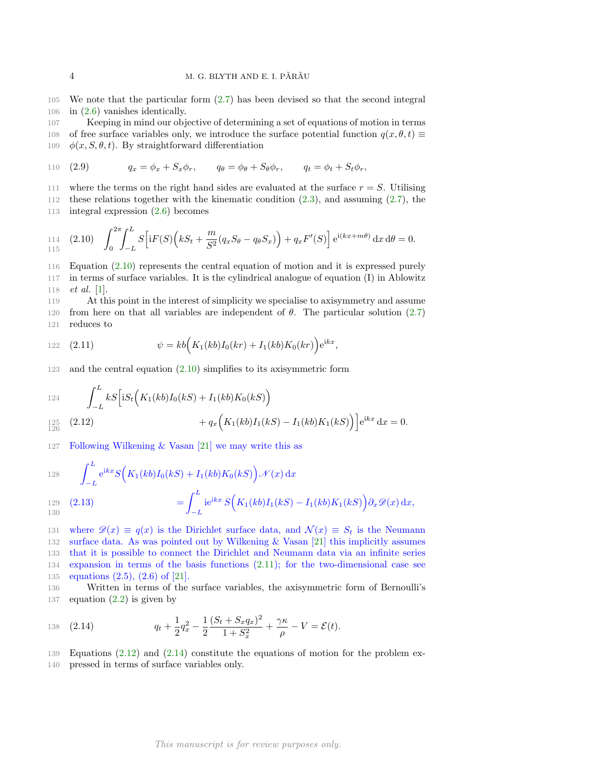We note that the particular form (2.7) has been devised so that the second integral in (2.6) vanishes identically.

Keeping in mind our objective of determining a set of equations of motion in terms of free surface variables only, we introduce the surface potential function $q(x,\theta,t) \equiv \phi(x,S,\theta,t)$. By straightforward differentiation

$$q_x = \phi_x + S_x\phi_r, \qquad q_\theta = \phi_\theta + S_\theta\phi_r, \qquad q_t = \phi_t + S_t\phi_r, \tag{2.9}$$

where the terms on the right hand sides are evaluated at the surface $r = S$. Utilising these relations together with the kinematic condition (2.3), and assuming (2.7), the integral expression (2.6) becomes

$$\int_0^{2\pi}\!\!\int_{-L}^{L} S\Big[\mathrm{i}F(S)\Big(kS_t + \frac{m}{S^2}(q_xS_\theta - q_\theta S_x)\Big) + q_xF'(S)\Big]\,\mathrm{e}^{\mathrm{i}(kx+m\theta)}\,\mathrm{d}x\,\mathrm{d}\theta = 0. \tag{2.10}$$

Equation (2.10) represents the central equation of motion and it is expressed purely in terms of surface variables. It is the cylindrical analogue of equation (I) in Ablowitz *et al.* [1].

At this point in the interest of simplicity we specialise to axisymmetry and assume from here on that all variables are independent of $\theta$. The particular solution (2.7) reduces to

$$\psi = kb\Big(K_1(kb)I_0(kr) + I_1(kb)K_0(kr)\Big)\mathrm{e}^{\mathrm{i}kx}, \tag{2.11}$$

and the central equation (2.10) simplifies to its axisymmetric form

$$\int_{-L}^{L} kS\Big[\mathrm{i}S_t\Big(K_1(kb)I_0(kS) + I_1(kb)K_0(kS)\Big) + q_x\Big(K_1(kb)I_1(kS) - I_1(kb)K_1(kS)\Big)\Big]\mathrm{e}^{\mathrm{i}kx}\,\mathrm{d}x = 0. \tag{2.12}$$

Following Wilkening & Vasan [21] we may write this as

$$\int_{-L}^{L} \mathrm{e}^{\mathrm{i}kx} S\Big(K_1(kb)I_0(kS) + I_1(kb)K_0(kS)\Big)\mathscr{N}(x)\,\mathrm{d}x = \int_{-L}^{L} \mathrm{i}\mathrm{e}^{\mathrm{i}kx}\, S\Big(K_1(kb)I_1(kS) - I_1(kb)K_1(kS)\Big)\partial_x\mathscr{D}(x)\,\mathrm{d}x, \tag{2.13}$$

where $\mathscr{D}(x) \equiv q(x)$ is the Dirichlet surface data, and $\mathscr{N}(x) \equiv S_t$ is the Neumann surface data. As was pointed out by Wilkening & Vasan [21] this implicitly assumes that it is possible to connect the Dirichlet and Neumann data via an infinite series expansion in terms of the basis functions (2.11); for the two-dimensional case see equations (2.5), (2.6) of [21].

Written in terms of the surface variables, the axisymmetric form of Bernoulli's equation (2.2) is given by

$$q_t + \frac{1}{2}q_x^2 - \frac{1}{2}\frac{(S_t + S_xq_x)^2}{1+S_x^2} + \frac{\gamma\kappa}{\rho} - V = \mathcal{E}(t). \tag{2.14}$$

Equations (2.12) and (2.14) constitute the equations of motion for the problem expressed in terms of surface variables only.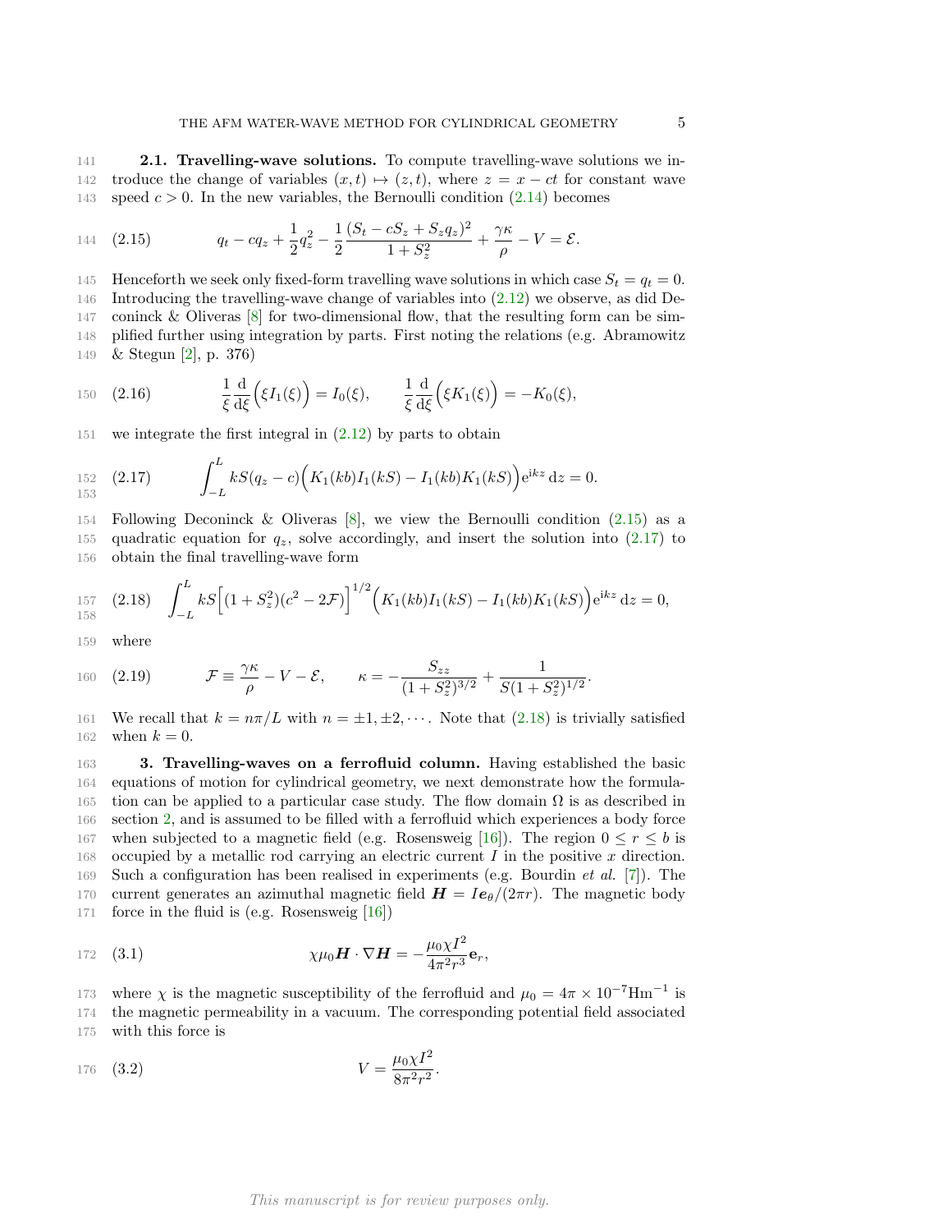**2.1. Travelling-wave solutions.** To compute travelling-wave solutions we introduce the change of variables $(x, t) \mapsto (z, t)$, where $z = x - ct$ for constant wave speed $c > 0$. In the new variables, the Bernoulli condition (2.14) becomes

$$q_t - cq_z + \frac{1}{2}q_z^2 - \frac{1}{2}\frac{(S_t - cS_z + S_z q_z)^2}{1 + S_z^2} + \frac{\gamma\kappa}{\rho} - V = \mathcal{E}. \tag{2.15}$$

Henceforth we seek only fixed-form travelling wave solutions in which case $S_t = q_t = 0$. Introducing the travelling-wave change of variables into (2.12) we observe, as did Deconinck & Oliveras [8] for two-dimensional flow, that the resulting form can be simplified further using integration by parts. First noting the relations (e.g. Abramowitz & Stegun [2], p. 376)

$$\frac{1}{\xi}\frac{\mathrm{d}}{\mathrm{d}\xi}\Big(\xi I_1(\xi)\Big) = I_0(\xi), \qquad \frac{1}{\xi}\frac{\mathrm{d}}{\mathrm{d}\xi}\Big(\xi K_1(\xi)\Big) = -K_0(\xi), \tag{2.16}$$

we integrate the first integral in (2.12) by parts to obtain

$$\int_{-L}^{L} kS(q_z - c)\Big(K_1(kb)I_1(kS) - I_1(kb)K_1(kS)\Big)\mathrm{e}^{\mathrm{i}kz}\,\mathrm{d}z = 0. \tag{2.17}$$

Following Deconinck & Oliveras [8], we view the Bernoulli condition (2.15) as a quadratic equation for $q_z$, solve accordingly, and insert the solution into (2.17) to obtain the final travelling-wave form

$$\int_{-L}^{L} kS\Big[(1 + S_z^2)(c^2 - 2\mathcal{F})\Big]^{1/2}\Big(K_1(kb)I_1(kS) - I_1(kb)K_1(kS)\Big)\mathrm{e}^{\mathrm{i}kz}\,\mathrm{d}z = 0, \tag{2.18}$$

where

$$\mathcal{F} \equiv \frac{\gamma\kappa}{\rho} - V - \mathcal{E}, \qquad \kappa = -\frac{S_{zz}}{(1 + S_z^2)^{3/2}} + \frac{1}{S(1 + S_z^2)^{1/2}}. \tag{2.19}$$

We recall that $k = n\pi/L$ with $n = \pm 1, \pm 2, \cdots$. Note that (2.18) is trivially satisfied when $k = 0$.

**3. Travelling-waves on a ferrofluid column.** Having established the basic equations of motion for cylindrical geometry, we next demonstrate how the formulation can be applied to a particular case study. The flow domain $\Omega$ is as described in section 2, and is assumed to be filled with a ferrofluid which experiences a body force when subjected to a magnetic field (e.g. Rosensweig [16]). The region $0 \le r \le b$ is occupied by a metallic rod carrying an electric current $I$ in the positive $x$ direction. Such a configuration has been realised in experiments (e.g. Bourdin *et al.* [7]). The current generates an azimuthal magnetic field $\boldsymbol{H} = I\boldsymbol{e}_\theta/(2\pi r)$. The magnetic body force in the fluid is (e.g. Rosensweig [16])

$$\chi\mu_0 \boldsymbol{H}\cdot\nabla\boldsymbol{H} = -\frac{\mu_0\chi I^2}{4\pi^2 r^3}\mathbf{e}_r, \tag{3.1}$$

where $\chi$ is the magnetic susceptibility of the ferrofluid and $\mu_0 = 4\pi \times 10^{-7}\mathrm{Hm}^{-1}$ is the magnetic permeability in a vacuum. The corresponding potential field associated with this force is

$$V = \frac{\mu_0\chi I^2}{8\pi^2 r^2}. \tag{3.2}$$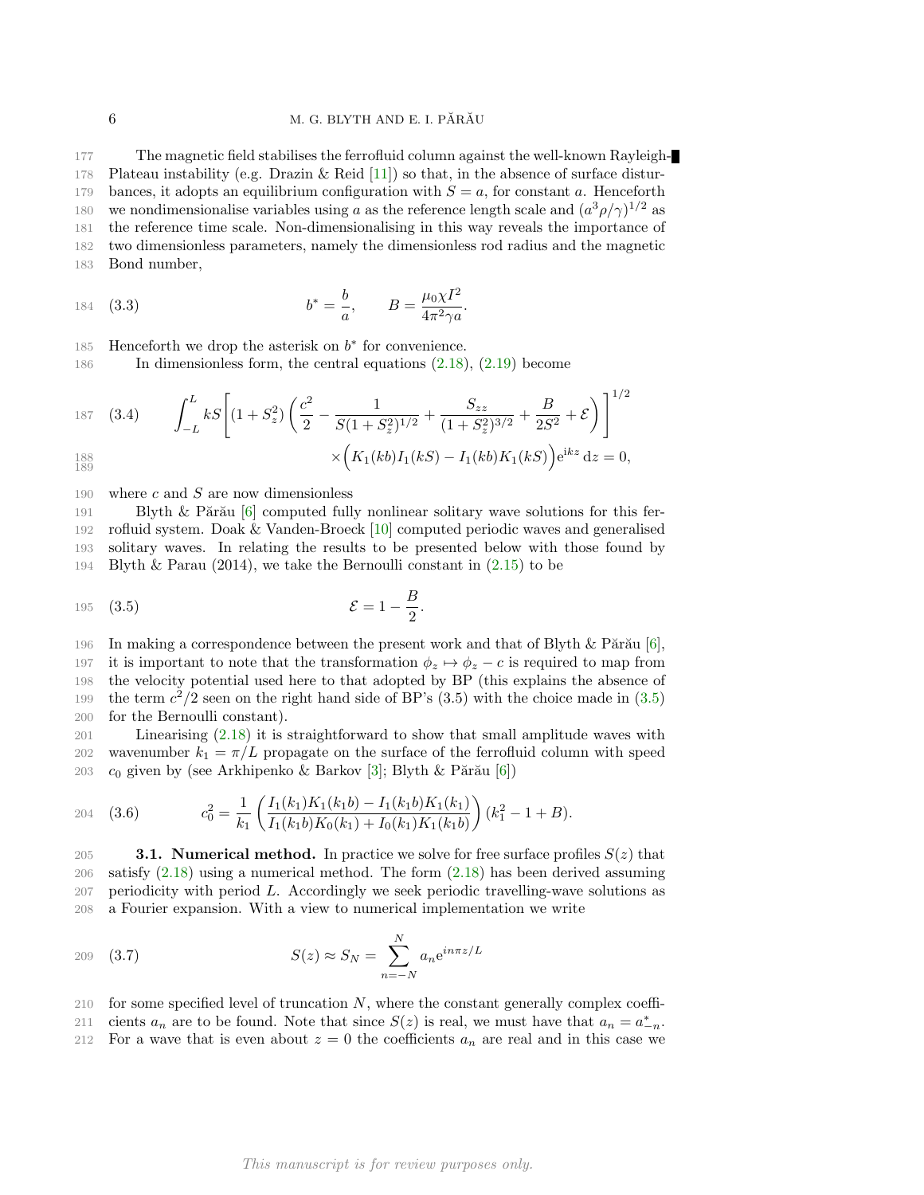The magnetic field stabilises the ferrofluid column against the well-known Rayleigh-Plateau instability (e.g. Drazin & Reid [11]) so that, in the absence of surface disturbances, it adopts an equilibrium configuration with $S = a$, for constant $a$. Henceforth we nondimensionalise variables using $a$ as the reference length scale and $(a^3\rho/\gamma)^{1/2}$ as the reference time scale. Non-dimensionalising in this way reveals the importance of two dimensionless parameters, namely the dimensionless rod radius and the magnetic Bond number,

$$b^* = \frac{b}{a}, \qquad B = \frac{\mu_0 \chi I^2}{4\pi^2 \gamma a}. \tag{3.3}$$

Henceforth we drop the asterisk on $b^*$ for convenience.

In dimensionless form, the central equations (2.18), (2.19) become

$$\int_{-L}^{L} kS\left[(1+S_z^2)\left(\frac{c^2}{2} - \frac{1}{S(1+S_z^2)^{1/2}} + \frac{S_{zz}}{(1+S_z^2)^{3/2}} + \frac{B}{2S^2} + \mathcal{E}\right)\right]^{1/2} \times\Big(K_1(kb)I_1(kS) - I_1(kb)K_1(kS)\Big)\mathrm{e}^{\mathrm{i}kz}\,\mathrm{d}z = 0, \tag{3.4}$$

where $c$ and $S$ are now dimensionless

Blyth & Părău [6] computed fully nonlinear solitary wave solutions for this ferrofluid system. Doak & Vanden-Broeck [10] computed periodic waves and generalised solitary waves. In relating the results to be presented below with those found by Blyth & Parau (2014), we take the Bernoulli constant in (2.15) to be

$$\mathcal{E} = 1 - \frac{B}{2}. \tag{3.5}$$

In making a correspondence between the present work and that of Blyth & Părău [6], it is important to note that the transformation $\phi_z \mapsto \phi_z - c$ is required to map from the velocity potential used here to that adopted by BP (this explains the absence of the term $c^2/2$ seen on the right hand side of BP's (3.5) with the choice made in (3.5) for the Bernoulli constant).

Linearising (2.18) it is straightforward to show that small amplitude waves with wavenumber $k_1 = \pi/L$ propagate on the surface of the ferrofluid column with speed $c_0$ given by (see Arkhipenko & Barkov [3]; Blyth & Părău [6])

$$c_0^2 = \frac{1}{k_1}\left(\frac{I_1(k_1)K_1(k_1b) - I_1(k_1b)K_1(k_1)}{I_1(k_1b)K_0(k_1) + I_0(k_1)K_1(k_1b)}\right)(k_1^2 - 1 + B). \tag{3.6}$$

**3.1. Numerical method.** In practice we solve for free surface profiles $S(z)$ that satisfy (2.18) using a numerical method. The form (2.18) has been derived assuming periodicity with period $L$. Accordingly we seek periodic travelling-wave solutions as a Fourier expansion. With a view to numerical implementation we write

$$S(z) \approx S_N = \sum_{n=-N}^{N} a_n e^{in\pi z/L} \tag{3.7}$$

for some specified level of truncation $N$, where the constant generally complex coefficients $a_n$ are to be found. Note that since $S(z)$ is real, we must have that $a_n = a_{-n}^*$. For a wave that is even about $z = 0$ the coefficients $a_n$ are real and in this case we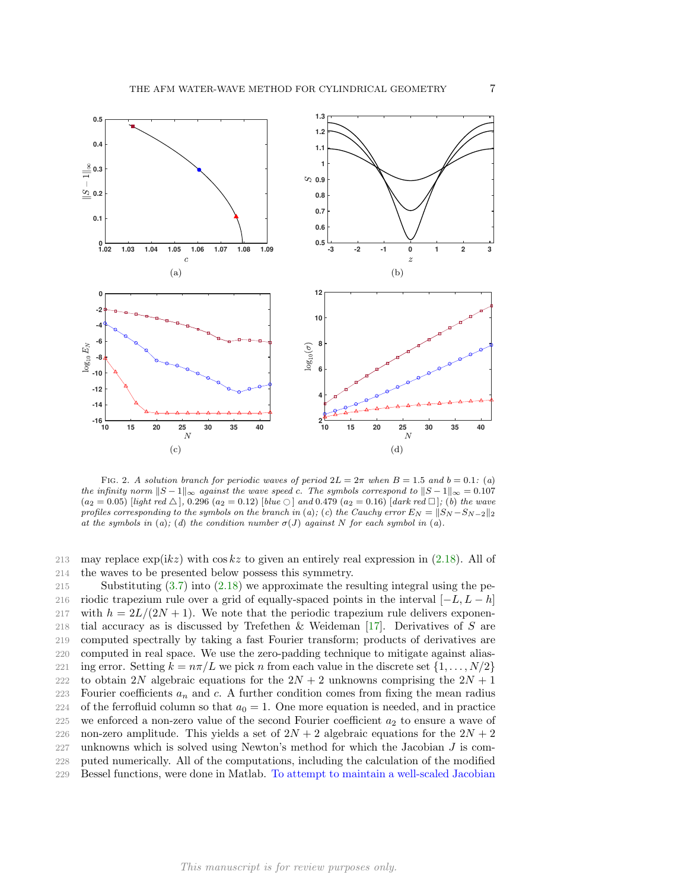(a)

0.5
0.4
0.3
0.2
0.1
0

1.02 1.03 1.04 1.05 1.06 1.07 1.08 1.09

$\|S-1\|_\infty$

$c$

(b)

1.3
1.2
1.1
1
0.9
0.8
0.7
0.6
0.5

-3 -2 -1 0 1 2 3

$S$

$z$

(c)

0
-2
-4
-6
-8
-10
-12
-14
-16

10 15 20 25 30 35 40

$\log_{10} E_N$

$N$

(d)

12
10
8
6
4
2

10 15 20 25 30 35 40

$\log_{10}(\sigma)$

$N$

Fig. 2. *A solution branch for periodic waves of period $2L = 2\pi$ when $B = 1.5$ and $b = 0.1$: (a) the infinity norm $\|S - 1\|_\infty$ against the wave speed $c$. The symbols correspond to $\|S - 1\|_\infty = 0.107$ ($a_2 = 0.05$) [light red △], $0.296$ ($a_2 = 0.12$) [blue ○] and $0.479$ ($a_2 = 0.16$) [dark red □]; (b) the wave profiles corresponding to the symbols on the branch in (a); (c) the Cauchy error $E_N = \|S_N - S_{N-2}\|_2$ at the symbols in (a); (d) the condition number $\sigma(J)$ against $N$ for each symbol in (a).*

may replace $\exp(ikz)$ with $\cos kz$ to given an entirely real expression in (2.18). All of the waves to be presented below possess this symmetry.

Substituting (3.7) into (2.18) we approximate the resulting integral using the periodic trapezium rule over a grid of equally-spaced points in the interval $[-L, L-h]$ with $h = 2L/(2N+1)$. We note that the periodic trapezium rule delivers exponential accuracy as is discussed by Trefethen & Weideman [17]. Derivatives of $S$ are computed spectrally by taking a fast Fourier transform; products of derivatives are computed in real space. We use the zero-padding technique to mitigate against aliasing error. Setting $k = n\pi/L$ we pick $n$ from each value in the discrete set $\{1, \ldots, N/2\}$ to obtain $2N$ algebraic equations for the $2N+2$ unknowns comprising the $2N+1$ Fourier coefficients $a_n$ and $c$. A further condition comes from fixing the mean radius of the ferrofluid column so that $a_0 = 1$. One more equation is needed, and in practice we enforced a non-zero value of the second Fourier coefficient $a_2$ to ensure a wave of non-zero amplitude. This yields a set of $2N+2$ algebraic equations for the $2N+2$ unknowns which is solved using Newton's method for which the Jacobian $J$ is computed numerically. All of the computations, including the calculation of the modified Bessel functions, were done in Matlab. To attempt to maintain a well-scaled Jacobian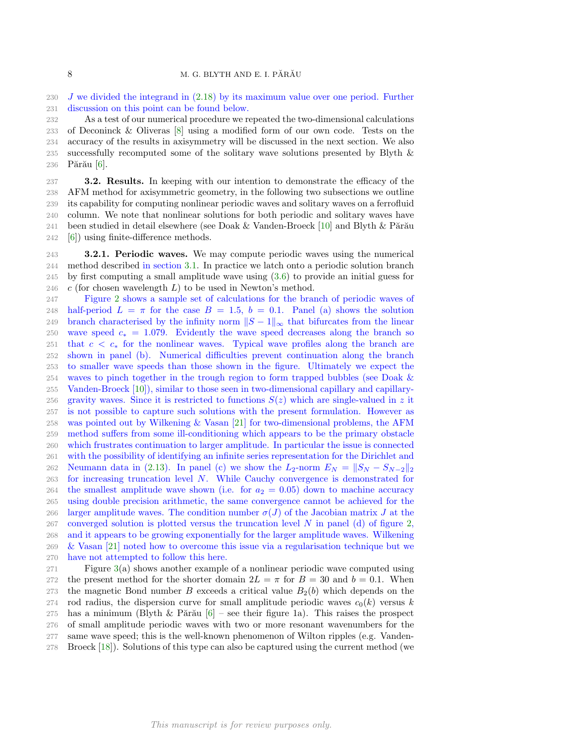$J$ we divided the integrand in (2.18) by its maximum value over one period. Further discussion on this point can be found below.

As a test of our numerical procedure we repeated the two-dimensional calculations of Deconinck & Oliveras [8] using a modified form of our own code. Tests on the accuracy of the results in axisymmetry will be discussed in the next section. We also successfully recomputed some of the solitary wave solutions presented by Blyth & Părău [6].

**3.2. Results.** In keeping with our intention to demonstrate the efficacy of the AFM method for axisymmetric geometry, in the following two subsections we outline its capability for computing nonlinear periodic waves and solitary waves on a ferrofluid column. We note that nonlinear solutions for both periodic and solitary waves have been studied in detail elsewhere (see Doak & Vanden-Broeck [10] and Blyth & Părău [6]) using finite-difference methods.

**3.2.1. Periodic waves.** We may compute periodic waves using the numerical method described in section 3.1. In practice we latch onto a periodic solution branch by first computing a small amplitude wave using (3.6) to provide an initial guess for $c$ (for chosen wavelength $L$) to be used in Newton's method.

Figure 2 shows a sample set of calculations for the branch of periodic waves of half-period $L = \pi$ for the case $B = 1.5$, $b = 0.1$. Panel (a) shows the solution branch characterised by the infinity norm $\|S - 1\|_\infty$ that bifurcates from the linear wave speed $c_* = 1.079$. Evidently the wave speed decreases along the branch so that $c < c_*$ for the nonlinear waves. Typical wave profiles along the branch are shown in panel (b). Numerical difficulties prevent continuation along the branch to smaller wave speeds than those shown in the figure. Ultimately we expect the waves to pinch together in the trough region to form trapped bubbles (see Doak & Vanden-Broeck [10]), similar to those seen in two-dimensional capillary and capillary-gravity waves. Since it is restricted to functions $S(z)$ which are single-valued in $z$ it is not possible to capture such solutions with the present formulation. However as was pointed out by Wilkening & Vasan [21] for two-dimensional problems, the AFM method suffers from some ill-conditioning which appears to be the primary obstacle which frustrates continuation to larger amplitude. In particular the issue is connected with the possibility of identifying an infinite series representation for the Dirichlet and Neumann data in (2.13). In panel (c) we show the $L_2$-norm $E_N = \|S_N - S_{N-2}\|_2$ for increasing truncation level $N$. While Cauchy convergence is demonstrated for the smallest amplitude wave shown (i.e. for $a_2 = 0.05$) down to machine accuracy using double precision arithmetic, the same convergence cannot be achieved for the larger amplitude waves. The condition number $\sigma(J)$ of the Jacobian matrix $J$ at the converged solution is plotted versus the truncation level $N$ in panel (d) of figure 2, and it appears to be growing exponentially for the larger amplitude waves. Wilkening & Vasan [21] noted how to overcome this issue via a regularisation technique but we have not attempted to follow this here.

Figure 3(a) shows another example of a nonlinear periodic wave computed using the present method for the shorter domain $2L = \pi$ for $B = 30$ and $b = 0.1$. When the magnetic Bond number $B$ exceeds a critical value $B_2(b)$ which depends on the rod radius, the dispersion curve for small amplitude periodic waves $c_0(k)$ versus $k$ has a minimum (Blyth & Părău [6] – see their figure 1a). This raises the prospect of small amplitude periodic waves with two or more resonant wavenumbers for the same wave speed; this is the well-known phenomenon of Wilton ripples (e.g. Vanden-Broeck [18]). Solutions of this type can also be captured using the current method (we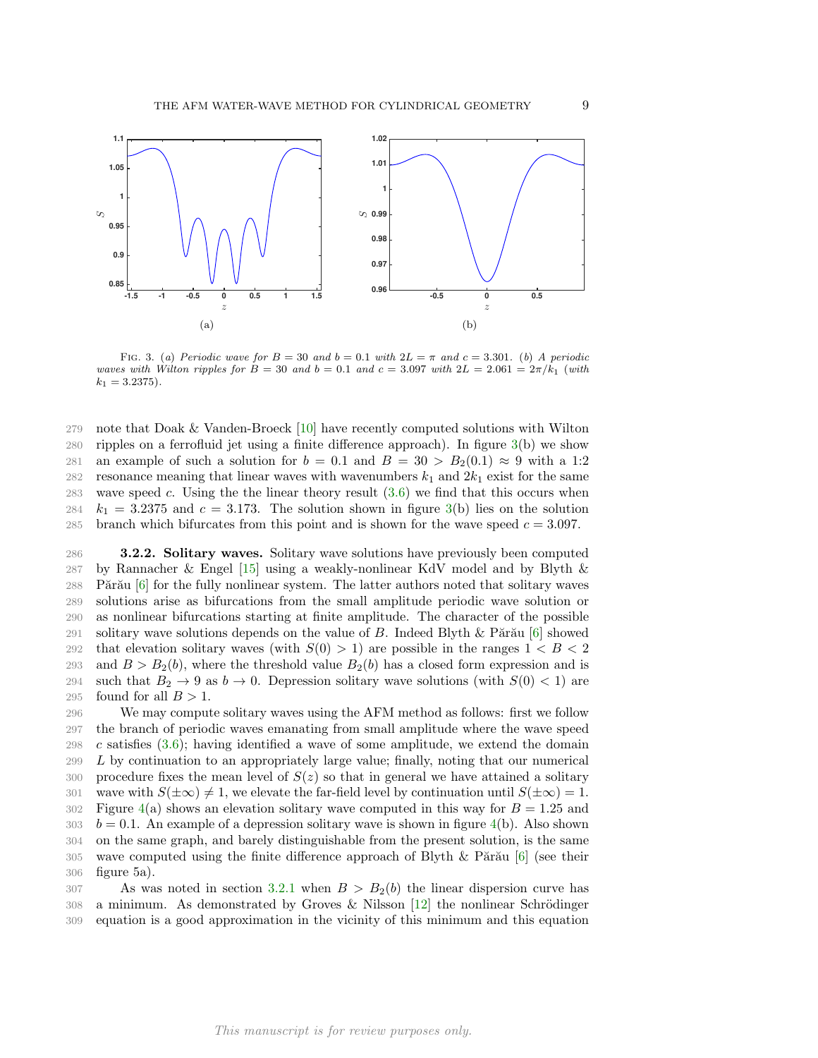FIG. 3. *(a) Periodic wave for $B = 30$ and $b = 0.1$ with $2L = \pi$ and $c = 3.301$. (b) A periodic waves with Wilton ripples for $B = 30$ and $b = 0.1$ and $c = 3.097$ with $2L = 2.061 = 2\pi/k_1$ (with $k_1 = 3.2375$).*

note that Doak & Vanden-Broeck [10] have recently computed solutions with Wilton ripples on a ferrofluid jet using a finite difference approach). In figure 3(b) we show an example of such a solution for $b = 0.1$ and $B = 30 > B_2(0.1) \approx 9$ with a 1:2 resonance meaning that linear waves with wavenumbers $k_1$ and $2k_1$ exist for the same wave speed $c$. Using the the linear theory result (3.6) we find that this occurs when $k_1 = 3.2375$ and $c = 3.173$. The solution shown in figure 3(b) lies on the solution branch which bifurcates from this point and is shown for the wave speed $c = 3.097$.

**3.2.2. Solitary waves.** Solitary wave solutions have previously been computed by Rannacher & Engel [15] using a weakly-nonlinear KdV model and by Blyth & Părău [6] for the fully nonlinear system. The latter authors noted that solitary waves solutions arise as bifurcations from the small amplitude periodic wave solution or as nonlinear bifurcations starting at finite amplitude. The character of the possible solitary wave solutions depends on the value of $B$. Indeed Blyth & Părău [6] showed that elevation solitary waves (with $S(0) > 1$) are possible in the ranges $1 < B < 2$ and $B > B_2(b)$, where the threshold value $B_2(b)$ has a closed form expression and is such that $B_2 \to 9$ as $b \to 0$. Depression solitary wave solutions (with $S(0) < 1$) are found for all $B > 1$.

We may compute solitary waves using the AFM method as follows: first we follow the branch of periodic waves emanating from small amplitude where the wave speed $c$ satisfies (3.6); having identified a wave of some amplitude, we extend the domain $L$ by continuation to an appropriately large value; finally, noting that our numerical procedure fixes the mean level of $S(z)$ so that in general we have attained a solitary wave with $S(\pm\infty) \neq 1$, we elevate the far-field level by continuation until $S(\pm\infty) = 1$. Figure 4(a) shows an elevation solitary wave computed in this way for $B = 1.25$ and $b = 0.1$. An example of a depression solitary wave is shown in figure 4(b). Also shown on the same graph, and barely distinguishable from the present solution, is the same wave computed using the finite difference approach of Blyth & Părău [6] (see their figure 5a).

As was noted in section 3.2.1 when $B > B_2(b)$ the linear dispersion curve has a minimum. As demonstrated by Groves & Nilsson [12] the nonlinear Schrödinger equation is a good approximation in the vicinity of this minimum and this equation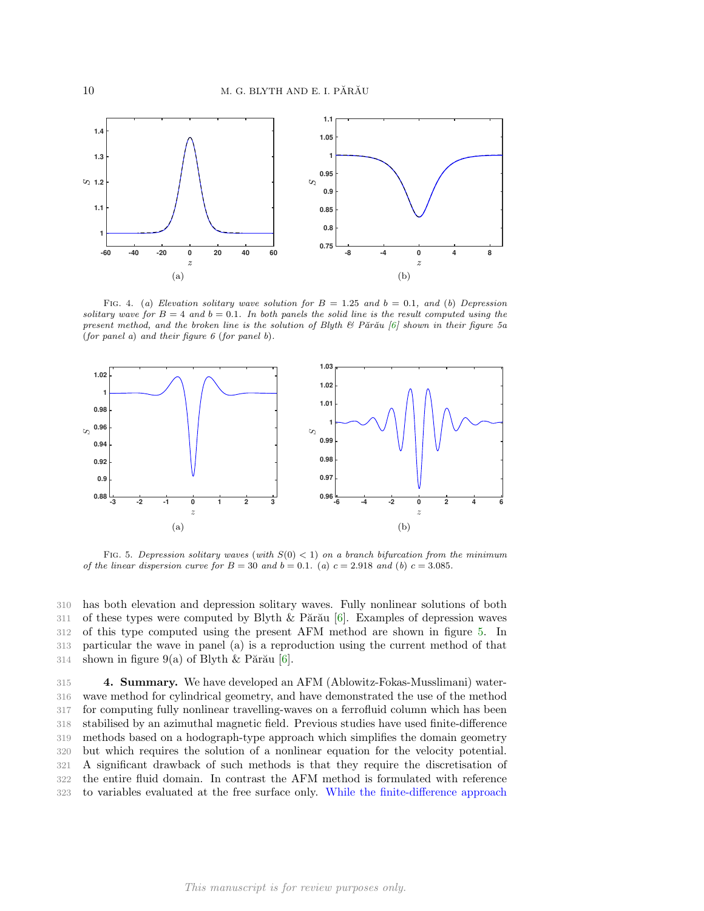-60 -40 -20 0 20 40 60
$z$
$S$
1 1.1 1.2 1.3 1.4
(a)

-8 -4 0 4 8
$z$
$S$
0.75 0.8 0.85 0.9 0.95 1 1.05 1.1
(b)

Fig. 4. *(a) Elevation solitary wave solution for $B = 1.25$ and $b = 0.1$, and (b) Depression solitary wave for $B = 4$ and $b = 0.1$. In both panels the solid line is the result computed using the present method, and the broken line is the solution of Blyth & Părău [6] shown in their figure 5a (for panel a) and their figure 6 (for panel b).*

-3 -2 -1 0 1 2 3
$z$
$S$
0.88 0.9 0.92 0.94 0.96 0.98 1 1.02
(a)

-6 -4 -2 0 2 4 6
$z$
$S$
0.96 0.97 0.98 0.99 1 1.01 1.02 1.03
(b)

Fig. 5. *Depression solitary waves (with $S(0) < 1$) on a branch bifurcation from the minimum of the linear dispersion curve for $B = 30$ and $b = 0.1$. (a) $c = 2.918$ and (b) $c = 3.085$.*

has both elevation and depression solitary waves. Fully nonlinear solutions of both of these types were computed by Blyth & Părău [6]. Examples of depression waves of this type computed using the present AFM method are shown in figure 5. In particular the wave in panel (a) is a reproduction using the current method of that shown in figure 9(a) of Blyth & Părău [6].

**4. Summary.** We have developed an AFM (Ablowitz-Fokas-Musslimani) water-wave method for cylindrical geometry, and have demonstrated the use of the method for computing fully nonlinear travelling-waves on a ferrofluid column which has been stabilised by an azimuthal magnetic field. Previous studies have used finite-difference methods based on a hodograph-type approach which simplifies the domain geometry but which requires the solution of a nonlinear equation for the velocity potential. A significant drawback of such methods is that they require the discretisation of the entire fluid domain. In contrast the AFM method is formulated with reference to variables evaluated at the free surface only. While the finite-difference approach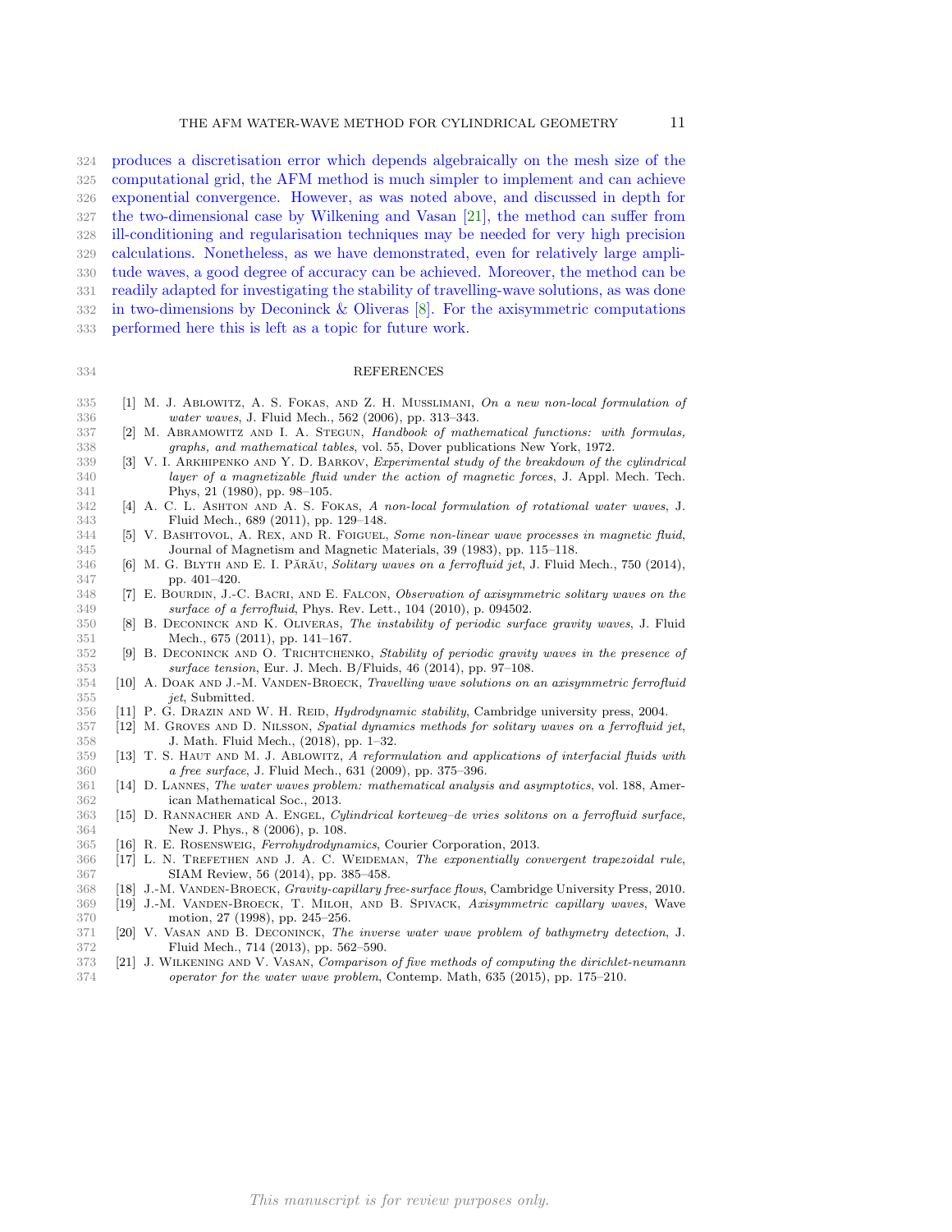produces a discretisation error which depends algebraically on the mesh size of the computational grid, the AFM method is much simpler to implement and can achieve exponential convergence. However, as was noted above, and discussed in depth for the two-dimensional case by Wilkening and Vasan [21], the method can suffer from ill-conditioning and regularisation techniques may be needed for very high precision calculations. Nonetheless, as we have demonstrated, even for relatively large amplitude waves, a good degree of accuracy can be achieved. Moreover, the method can be readily adapted for investigating the stability of travelling-wave solutions, as was done in two-dimensions by Deconinck & Oliveras [8]. For the axisymmetric computations performed here this is left as a topic for future work.

## REFERENCES

[1] M. J. Ablowitz, A. S. Fokas, and Z. H. Musslimani, *On a new non-local formulation of water waves*, J. Fluid Mech., 562 (2006), pp. 313–343.

[2] M. Abramowitz and I. A. Stegun, *Handbook of mathematical functions: with formulas, graphs, and mathematical tables*, vol. 55, Dover publications New York, 1972.

[3] V. I. Arkhipenko and Y. D. Barkov, *Experimental study of the breakdown of the cylindrical layer of a magnetizable fluid under the action of magnetic forces*, J. Appl. Mech. Tech. Phys, 21 (1980), pp. 98–105.

[4] A. C. L. Ashton and A. S. Fokas, *A non-local formulation of rotational water waves*, J. Fluid Mech., 689 (2011), pp. 129–148.

[5] V. Bashtovol, A. Rex, and R. Foiguel, *Some non-linear wave processes in magnetic fluid*, Journal of Magnetism and Magnetic Materials, 39 (1983), pp. 115–118.

[6] M. G. Blyth and E. I. Părău, *Solitary waves on a ferrofluid jet*, J. Fluid Mech., 750 (2014), pp. 401–420.

[7] E. Bourdin, J.-C. Bacri, and E. Falcon, *Observation of axisymmetric solitary waves on the surface of a ferrofluid*, Phys. Rev. Lett., 104 (2010), p. 094502.

[8] B. Deconinck and K. Oliveras, *The instability of periodic surface gravity waves*, J. Fluid Mech., 675 (2011), pp. 141–167.

[9] B. Deconinck and O. Trichtchenko, *Stability of periodic gravity waves in the presence of surface tension*, Eur. J. Mech. B/Fluids, 46 (2014), pp. 97–108.

[10] A. Doak and J.-M. Vanden-Broeck, *Travelling wave solutions on an axisymmetric ferrofluid jet*, Submitted.

[11] P. G. Drazin and W. H. Reid, *Hydrodynamic stability*, Cambridge university press, 2004.

[12] M. Groves and D. Nilsson, *Spatial dynamics methods for solitary waves on a ferrofluid jet*, J. Math. Fluid Mech., (2018), pp. 1–32.

[13] T. S. Haut and M. J. Ablowitz, *A reformulation and applications of interfacial fluids with a free surface*, J. Fluid Mech., 631 (2009), pp. 375–396.

[14] D. Lannes, *The water waves problem: mathematical analysis and asymptotics*, vol. 188, American Mathematical Soc., 2013.

[15] D. Rannacher and A. Engel, *Cylindrical korteweg–de vries solitons on a ferrofluid surface*, New J. Phys., 8 (2006), p. 108.

[16] R. E. Rosensweig, *Ferrohydrodynamics*, Courier Corporation, 2013.

[17] L. N. Trefethen and J. A. C. Weideman, *The exponentially convergent trapezoidal rule*, SIAM Review, 56 (2014), pp. 385–458.

[18] J.-M. Vanden-Broeck, *Gravity-capillary free-surface flows*, Cambridge University Press, 2010.

[19] J.-M. Vanden-Broeck, T. Miloh, and B. Spivack, *Axisymmetric capillary waves*, Wave motion, 27 (1998), pp. 245–256.

[20] V. Vasan and B. Deconinck, *The inverse water wave problem of bathymetry detection*, J. Fluid Mech., 714 (2013), pp. 562–590.

[21] J. Wilkening and V. Vasan, *Comparison of five methods of computing the dirichlet-neumann operator for the water wave problem*, Contemp. Math, 635 (2015), pp. 175–210.